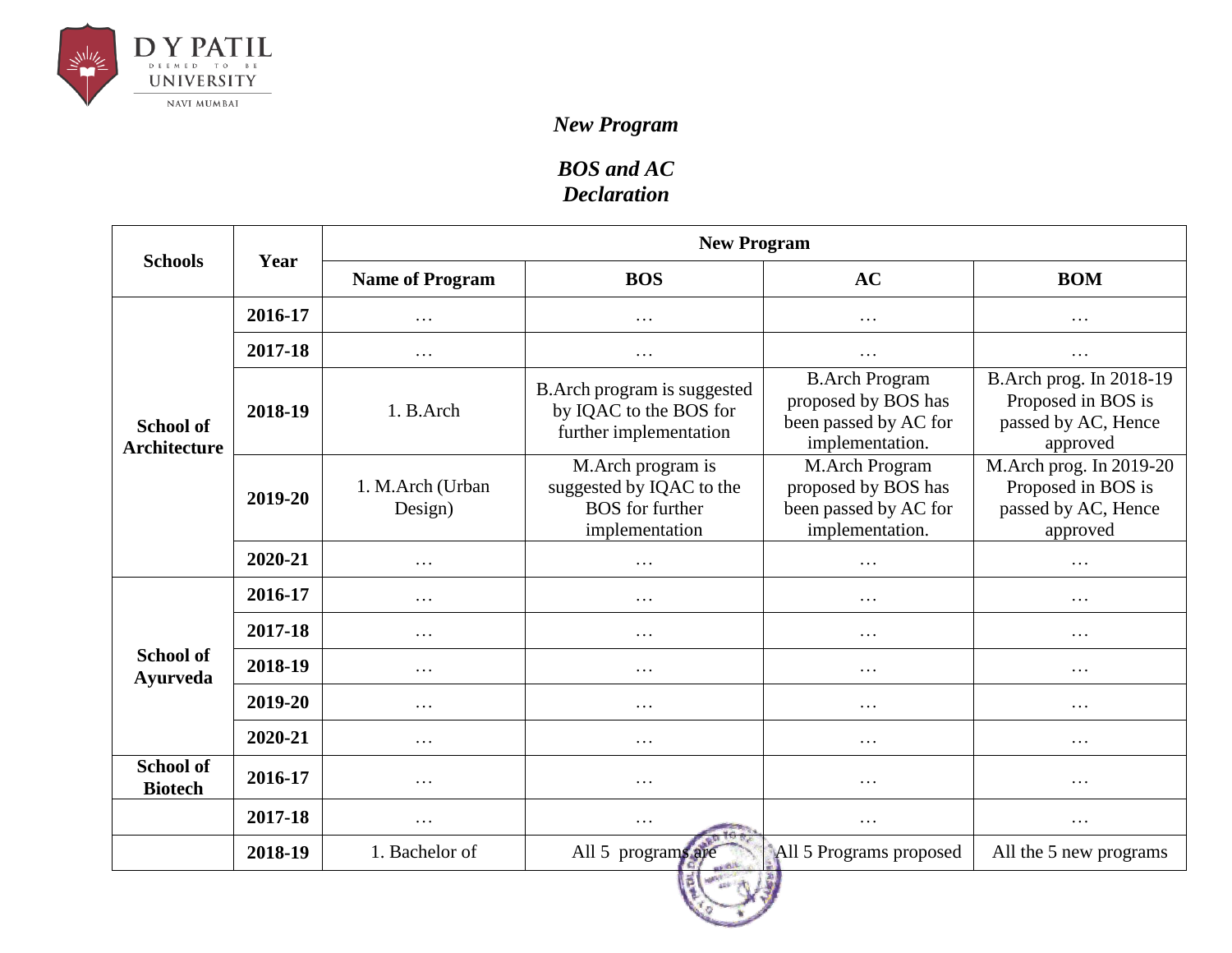*New Program*

***BOS and AC Declaration***

| Schools | Year | New Program | | | |
|---|---|---|---|---|---|
| | | Name of Program | BOS | AC | BOM |
| School of Architecture | 2016-17 | … | … | … | … |
| | 2017-18 | … | … | … | … |
| | 2018-19 | 1. B.Arch | B.Arch program is suggested by IQAC to the BOS for further implementation | B.Arch Program proposed by BOS has been passed by AC for implementation. | B.Arch prog. In 2018-19 Proposed in BOS is passed by AC, Hence approved |
| | 2019-20 | 1. M.Arch (Urban Design) | M.Arch program is suggested by IQAC to the BOS for further implementation | M.Arch Program proposed by BOS has been passed by AC for implementation. | M.Arch prog. In 2019-20 Proposed in BOS is passed by AC, Hence approved |
| | 2020-21 | … | … | … | … |
| School of Ayurveda | 2016-17 | … | … | … | … |
| | 2017-18 | … | … | … | … |
| | 2018-19 | … | … | … | … |
| | 2019-20 | … | … | … | … |
| | 2020-21 | … | … | … | … |
| School of Biotech | 2016-17 | … | … | … | … |
| | 2017-18 | … | … | … | … |
| | 2018-19 | 1. Bachelor of | All 5 programs are | All 5 Programs proposed | All the 5 new programs |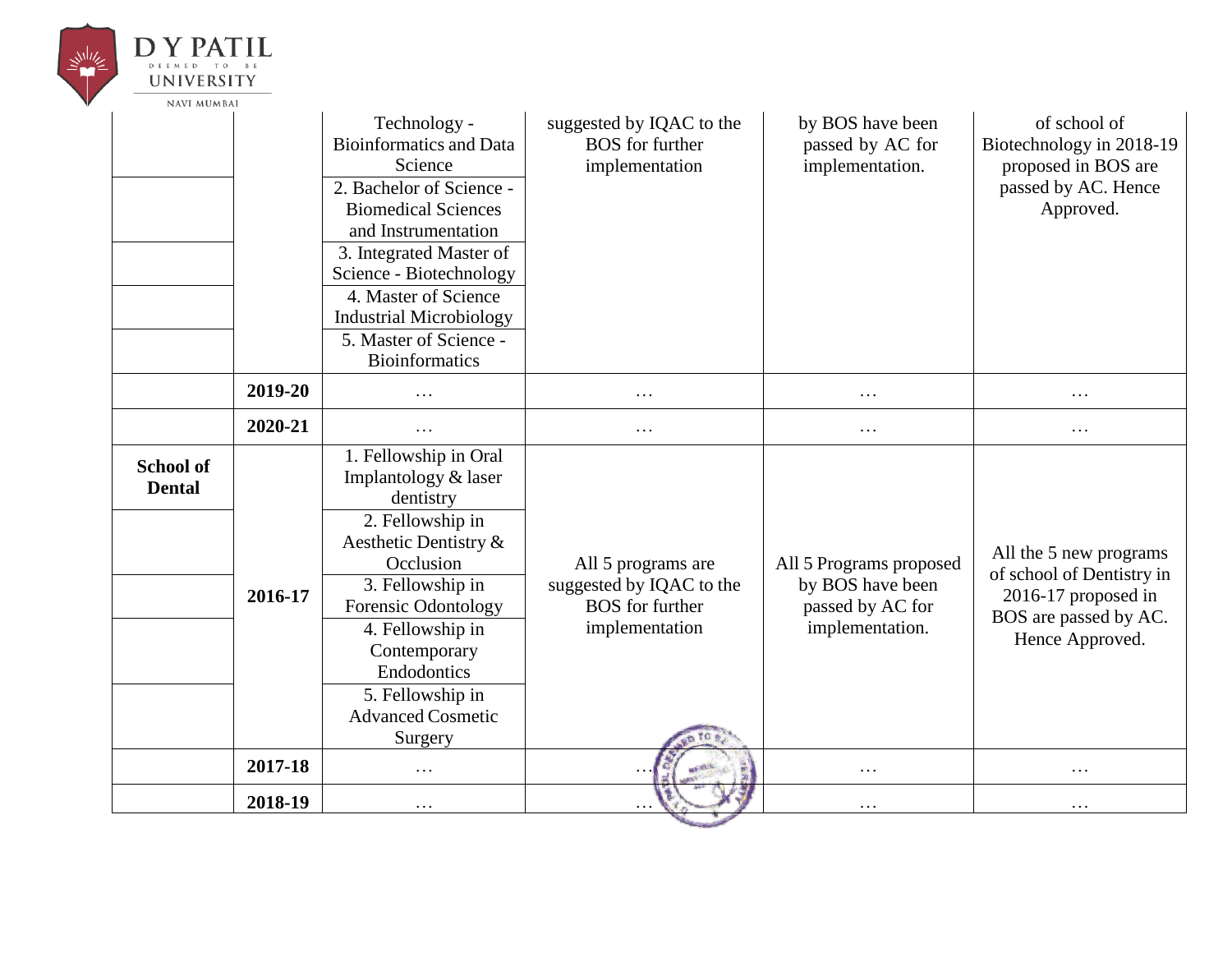|  |  | Technology - Bioinformatics and Data Science | suggested by IQAC to the BOS for further implementation | by BOS have been passed by AC for implementation. | of school of Biotechnology in 2018-19 proposed in BOS are passed by AC. Hence Approved. |
|---|---|---|---|---|---|
|  |  | 2. Bachelor of Science - Biomedical Sciences and Instrumentation |  |  |  |
|  |  | 3. Integrated Master of Science - Biotechnology |  |  |  |
|  |  | 4. Master of Science Industrial Microbiology |  |  |  |
|  |  | 5. Master of Science - Bioinformatics |  |  |  |
|  | **2019-20** | … | … | … | … |
|  | **2020-21** | … | … | … | … |
| **School of Dental** | **2016-17** | 1. Fellowship in Oral Implantology & laser dentistry | All 5 programs are suggested by IQAC to the BOS for further implementation | All 5 Programs proposed by BOS have been passed by AC for implementation. | All the 5 new programs of school of Dentistry in 2016-17 proposed in BOS are passed by AC. Hence Approved. |
|  |  | 2. Fellowship in Aesthetic Dentistry & Occlusion |  |  |  |
|  |  | 3. Fellowship in Forensic Odontology |  |  |  |
|  |  | 4. Fellowship in Contemporary Endodontics |  |  |  |
|  |  | 5. Fellowship in Advanced Cosmetic Surgery |  |  |  |
|  | **2017-18** | … | … | … | … |
|  | **2018-19** | … | … | … | … |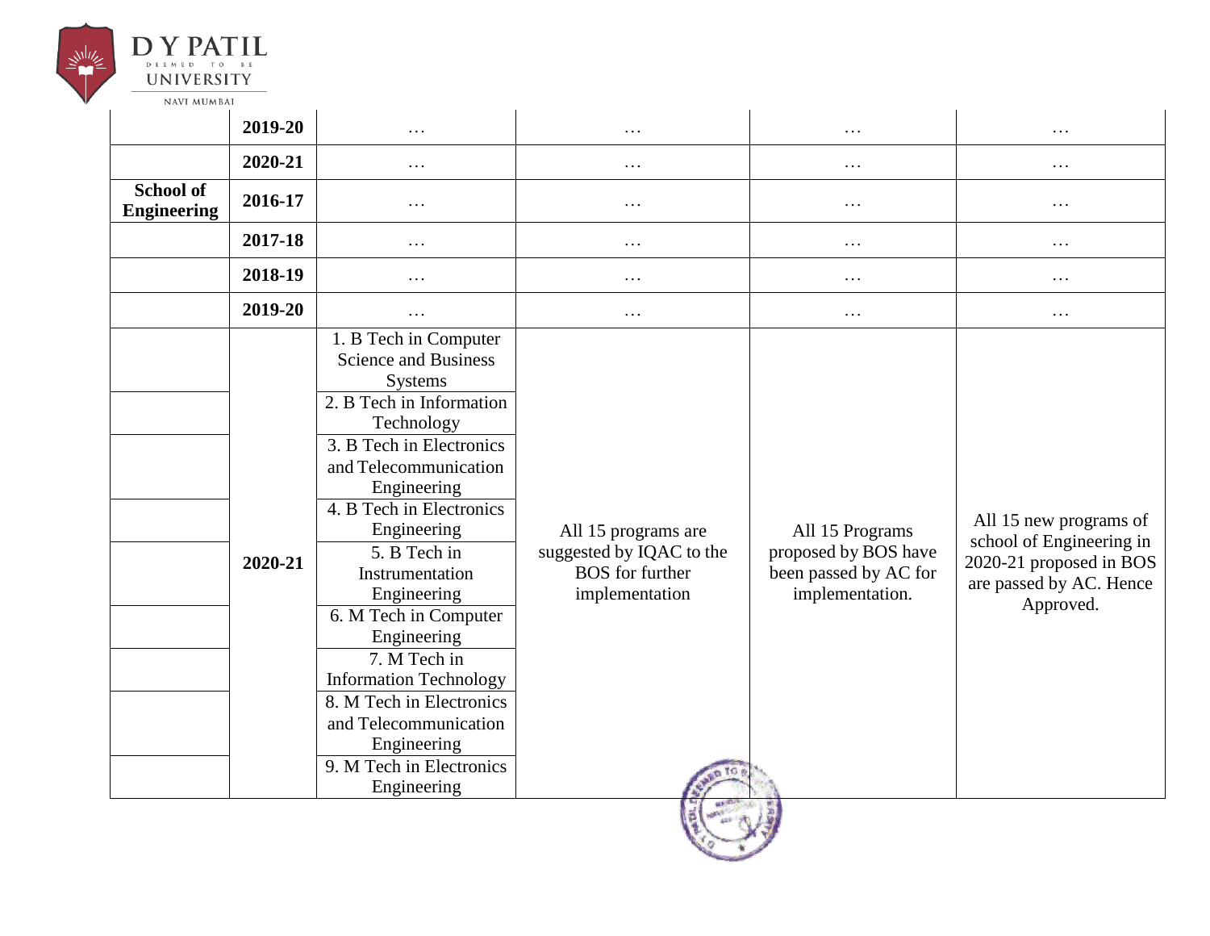| | | | | | |
|---|---|---|---|---|---|
| | **2019-20** | … | … | … | … |
| | **2020-21** | … | … | … | … |
| **School of Engineering** | **2016-17** | … | … | … | … |
| | **2017-18** | … | … | … | … |
| | **2018-19** | … | … | … | … |
| | **2019-20** | … | … | … | … |
| | **2020-21** | 1. B Tech in Computer Science and Business Systems | All 15 programs are suggested by IQAC to the BOS for further implementation | All 15 Programs proposed by BOS have been passed by AC for implementation. | All 15 new programs of school of Engineering in 2020-21 proposed in BOS are passed by AC. Hence Approved. |
| | | 2. B Tech in Information Technology | | | |
| | | 3. B Tech in Electronics and Telecommunication Engineering | | | |
| | | 4. B Tech in Electronics Engineering | | | |
| | | 5. B Tech in Instrumentation Engineering | | | |
| | | 6. M Tech in Computer Engineering | | | |
| | | 7. M Tech in Information Technology | | | |
| | | 8. M Tech in Electronics and Telecommunication Engineering | | | |
| | | 9. M Tech in Electronics Engineering | | | |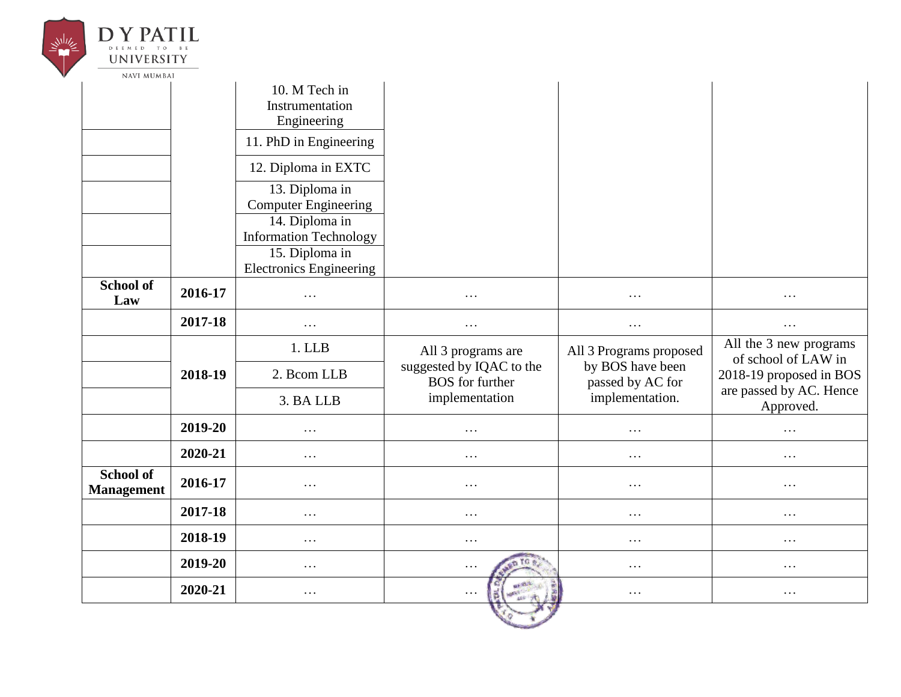| | | | | | |
|---|---|---|---|---|---|
| | | 10. M Tech in Instrumentation Engineering | | | |
| | | 11. PhD in Engineering | | | |
| | | 12. Diploma in EXTC | | | |
| | | 13. Diploma in Computer Engineering | | | |
| | | 14. Diploma in Information Technology | | | |
| | | 15. Diploma in Electronics Engineering | | | |
| **School of Law** | **2016-17** | … | … | … | … |
| | **2017-18** | … | … | … | … |
| | **2018-19** | 1. LLB | All 3 programs are suggested by IQAC to the BOS for further implementation | All 3 Programs proposed by BOS have been passed by AC for implementation. | All the 3 new programs of school of LAW in 2018-19 proposed in BOS are passed by AC. Hence Approved. |
| | | 2. Bcom LLB | | | |
| | | 3. BA LLB | | | |
| | **2019-20** | … | … | … | … |
| | **2020-21** | … | … | … | … |
| **School of Management** | **2016-17** | … | … | … | … |
| | **2017-18** | … | … | … | … |
| | **2018-19** | … | … | … | … |
| | **2019-20** | … | … | … | … |
| | **2020-21** | … | … | … | … |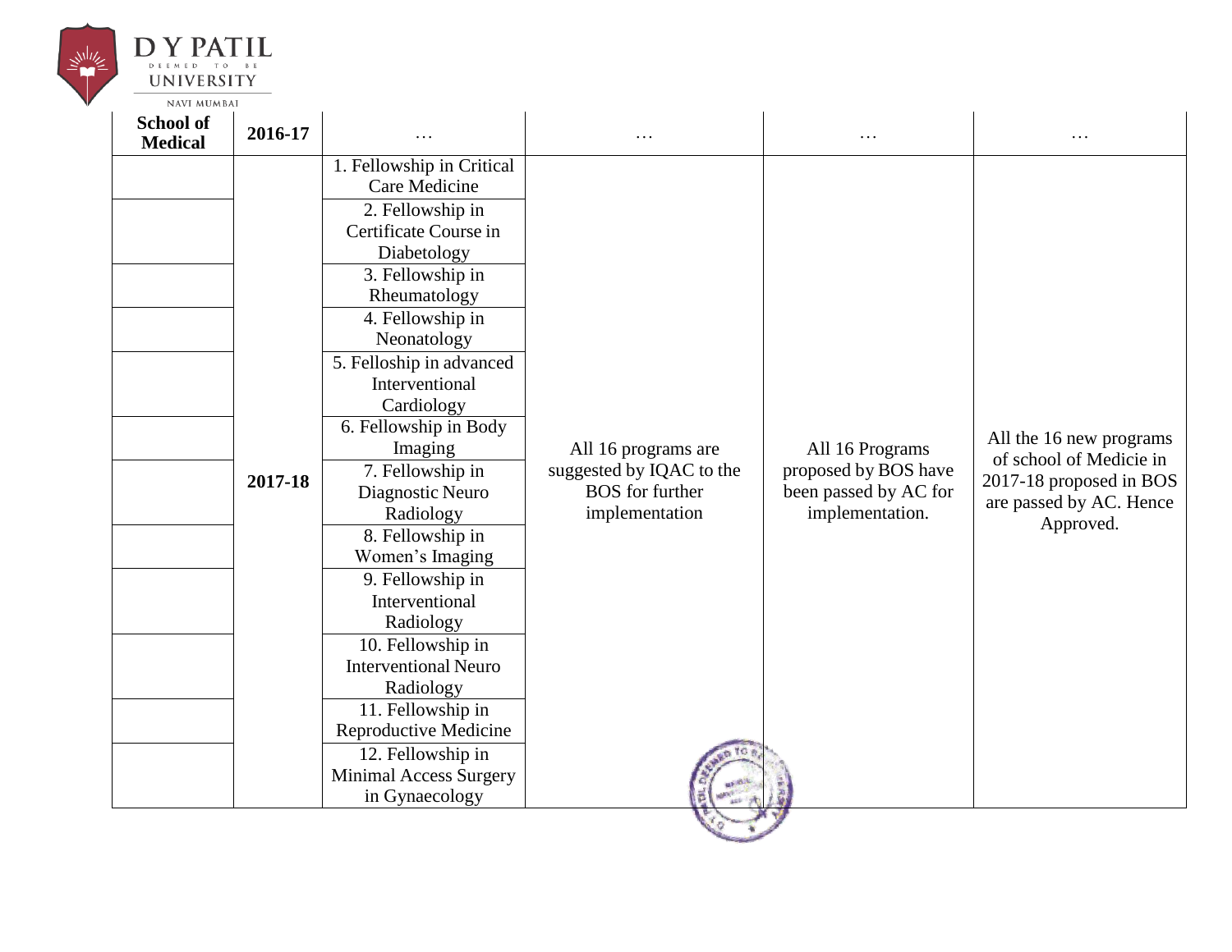| School of Medical | 2016-17 | … | … | … | … |
|---|---|---|---|---|---|
| | 2017-18 | 1. Fellowship in Critical Care Medicine | All 16 programs are suggested by IQAC to the BOS for further implementation | All 16 Programs proposed by BOS have been passed by AC for implementation. | All the 16 new programs of school of Medicie in 2017-18 proposed in BOS are passed by AC. Hence Approved. |
| | | 2. Fellowship in Certificate Course in Diabetology | | | |
| | | 3. Fellowship in Rheumatology | | | |
| | | 4. Fellowship in Neonatology | | | |
| | | 5. Felloship in advanced Interventional Cardiology | | | |
| | | 6. Fellowship in Body Imaging | | | |
| | | 7. Fellowship in Diagnostic Neuro Radiology | | | |
| | | 8. Fellowship in Women's Imaging | | | |
| | | 9. Fellowship in Interventional Radiology | | | |
| | | 10. Fellowship in Interventional Neuro Radiology | | | |
| | | 11. Fellowship in Reproductive Medicine | | | |
| | | 12. Fellowship in Minimal Access Surgery in Gynaecology | | | |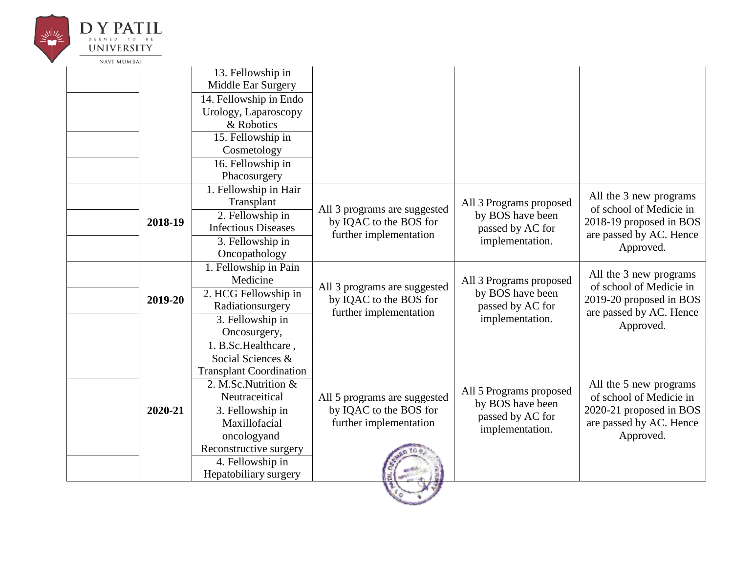| | | | | | |
|---|---|---|---|---|---|
| | | 13. Fellowship in Middle Ear Surgery | | | |
| | | 14. Fellowship in Endo Urology, Laparoscopy & Robotics | | | |
| | | 15. Fellowship in Cosmetology | | | |
| | | 16. Fellowship in Phacosurgery | | | |
| | 2018-19 | 1. Fellowship in Hair Transplant | All 3 programs are suggested by IQAC to the BOS for further implementation | All 3 Programs proposed by BOS have been passed by AC for implementation. | All the 3 new programs of school of Medicie in 2018-19 proposed in BOS are passed by AC. Hence Approved. |
| | | 2. Fellowship in Infectious Diseases | | | |
| | | 3. Fellowship in Oncopathology | | | |
| | 2019-20 | 1. Fellowship in Pain Medicine | All 3 programs are suggested by IQAC to the BOS for further implementation | All 3 Programs proposed by BOS have been passed by AC for implementation. | All the 3 new programs of school of Medicie in 2019-20 proposed in BOS are passed by AC. Hence Approved. |
| | | 2. HCG Fellowship in Radiationsurgery | | | |
| | | 3. Fellowship in Oncosurgery, | | | |
| | 2020-21 | 1. B.Sc.Healthcare , Social Sciences & Transplant Coordination | All 5 programs are suggested by IQAC to the BOS for further implementation | All 5 Programs proposed by BOS have been passed by AC for implementation. | All the 5 new programs of school of Medicie in 2020-21 proposed in BOS are passed by AC. Hence Approved. |
| | | 2. M.Sc.Nutrition & Neutraceitical | | | |
| | | 3. Fellowship in Maxillofacial oncologyand Reconstructive surgery | | | |
| | | 4. Fellowship in Hepatobiliary surgery | | | |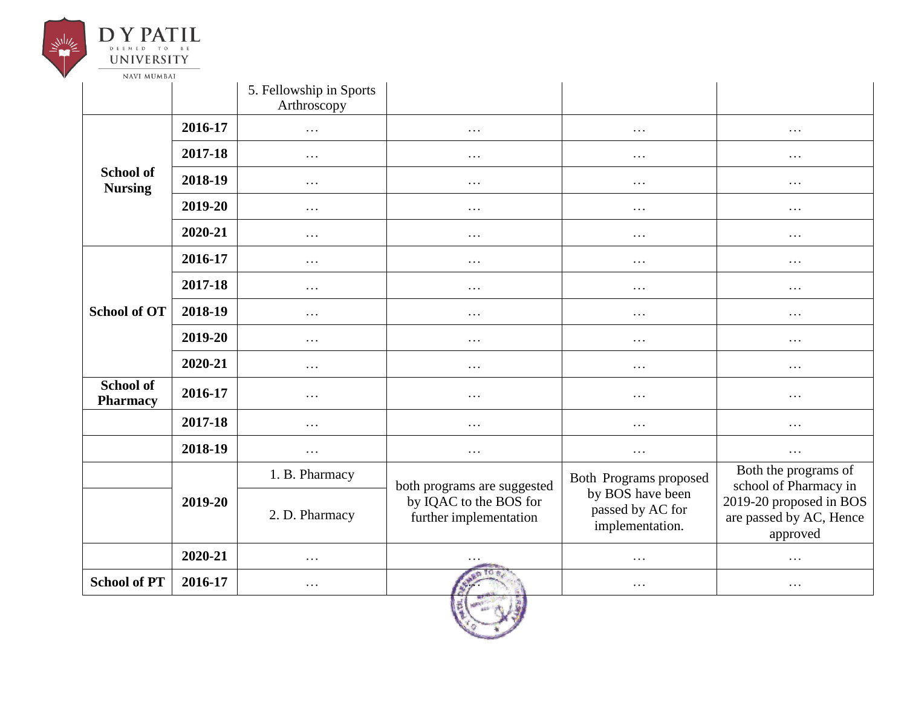|  |  |  |  |  |  |
|---|---|---|---|---|---|
|  |  | 5. Fellowship in Sports Arthroscopy |  |  |  |
| **School of Nursing** | **2016-17** | … | … | … | … |
|  | **2017-18** | … | … | … | … |
|  | **2018-19** | … | … | … | … |
|  | **2019-20** | … | … | … | … |
|  | **2020-21** | … | … | … | … |
| **School of OT** | **2016-17** | … | … | … | … |
|  | **2017-18** | … | … | … | … |
|  | **2018-19** | … | … | … | … |
|  | **2019-20** | … | … | … | … |
|  | **2020-21** | … | … | … | … |
| **School of Pharmacy** | **2016-17** | … | … | … | … |
|  | **2017-18** | … | … | … | … |
|  | **2018-19** | … | … | … | … |
|  | **2019-20** | 1. B. Pharmacy | both programs are suggested by IQAC to the BOS for further implementation | Both Programs proposed by BOS have been passed by AC for implementation. | Both the programs of school of Pharmacy in 2019-20 proposed in BOS are passed by AC, Hence approved |
|  |  | 2. D. Pharmacy |  |  |  |
|  | **2020-21** | … | … | … | … |
| **School of PT** | **2016-17** | … | … | … | … |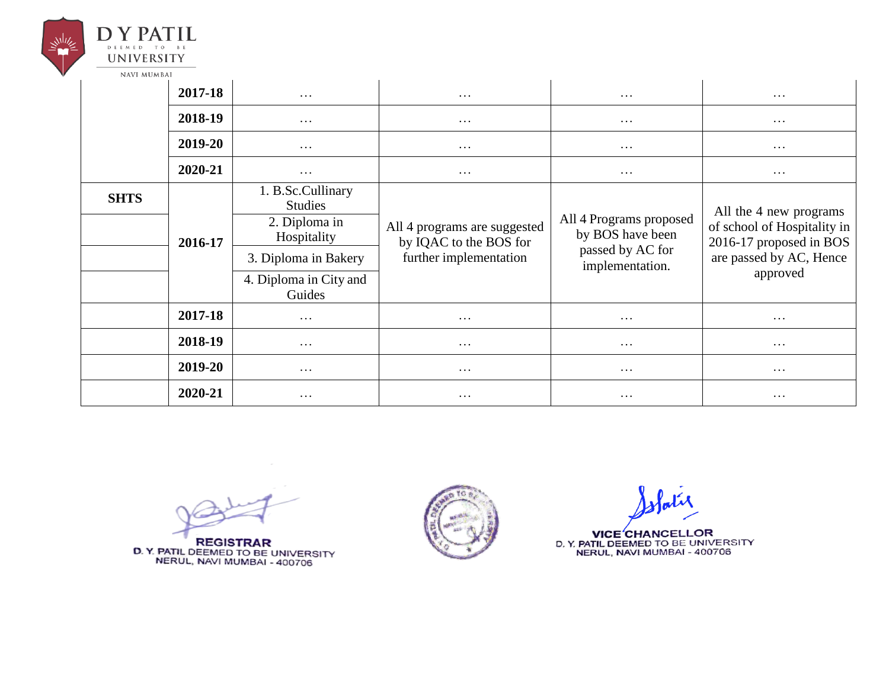| | | | | | |
|---|---|---|---|---|---|
| | **2017-18** | … | … | … | … |
| | **2018-19** | … | … | … | … |
| | **2019-20** | … | … | … | … |
| | **2020-21** | … | … | … | … |
| **SHTS** | **2016-17** | 1. B.Sc.Cullinary Studies | All 4 programs are suggested by IQAC to the BOS for further implementation | All 4 Programs proposed by BOS have been passed by AC for implementation. | All the 4 new programs of school of Hospitality in 2016-17 proposed in BOS are passed by AC, Hence approved |
| | | 2. Diploma in Hospitality | | | |
| | | 3. Diploma in Bakery | | | |
| | | 4. Diploma in City and Guides | | | |
| | **2017-18** | … | … | … | … |
| | **2018-19** | … | … | … | … |
| | **2019-20** | … | … | … | … |
| | **2020-21** | … | … | … | … |

**REGISTRAR**
D. Y. PATIL DEEMED TO BE UNIVERSITY
NERUL, NAVI MUMBAI - 400706

**VICE CHANCELLOR**
D. Y. PATIL DEEMED TO BE UNIVERSITY
NERUL, NAVI MUMBAI - 400706